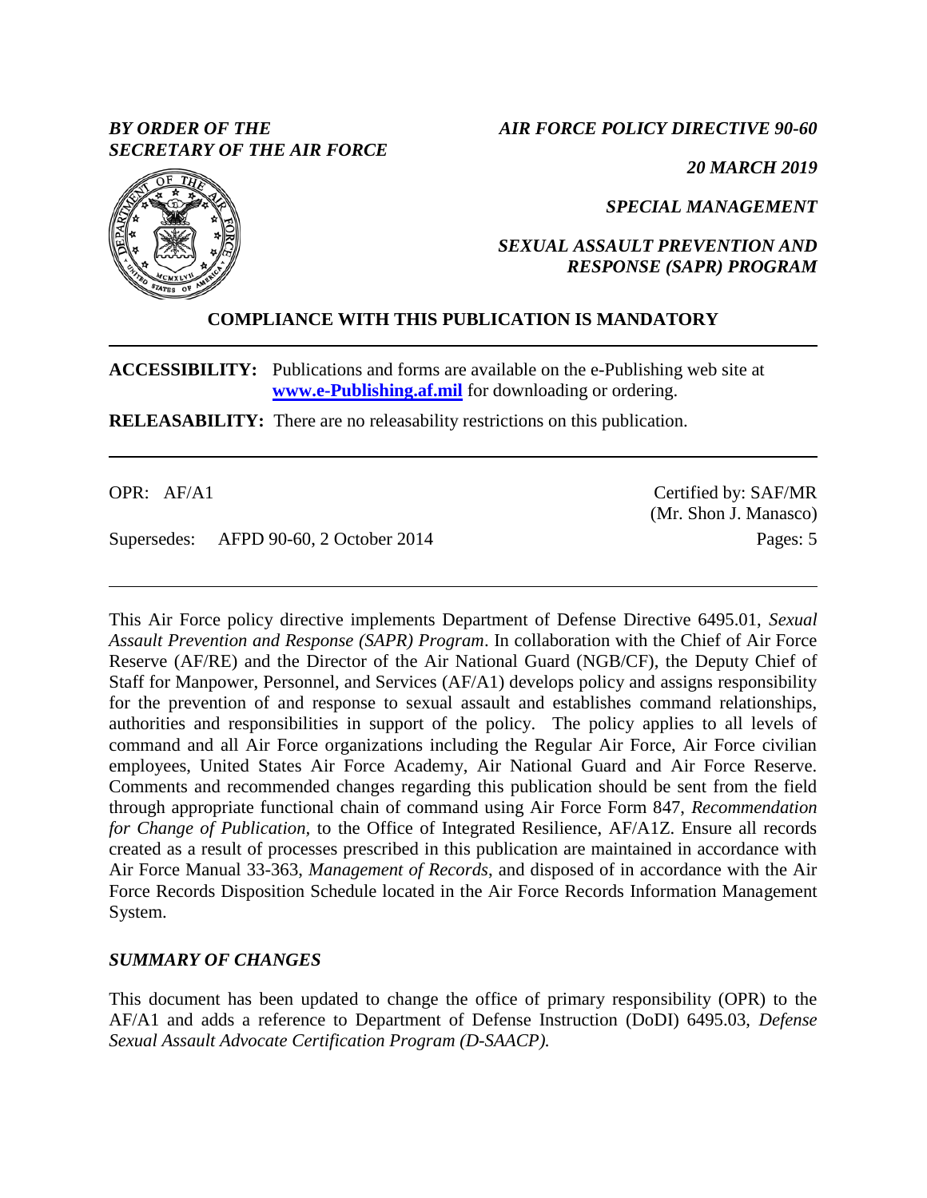*BY ORDER OF THE SECRETARY OF THE AIR FORCE*

*AIR FORCE POLICY DIRECTIVE 90-60*

*20 MARCH 2019*

*SPECIAL MANAGEMENT*

*SEXUAL ASSAULT PREVENTION AND RESPONSE (SAPR) PROGRAM*

**COMPLIANCE WITH THIS PUBLICATION IS MANDATORY**

---

**ACCESSIBILITY:** Publications and forms are available on the e-Publishing web site at **www.e-Publishing.af.mil** for downloading or ordering.

**RELEASABILITY:** There are no releasability restrictions on this publication.

---

OPR: AF/A1

Certified by: SAF/MR (Mr. Shon J. Manasco)

Supersedes: AFPD 90-60, 2 October 2014

Pages: 5

---

This Air Force policy directive implements Department of Defense Directive 6495.01, *Sexual Assault Prevention and Response (SAPR) Program*. In collaboration with the Chief of Air Force Reserve (AF/RE) and the Director of the Air National Guard (NGB/CF), the Deputy Chief of Staff for Manpower, Personnel, and Services (AF/A1) develops policy and assigns responsibility for the prevention of and response to sexual assault and establishes command relationships, authorities and responsibilities in support of the policy. The policy applies to all levels of command and all Air Force organizations including the Regular Air Force, Air Force civilian employees, United States Air Force Academy, Air National Guard and Air Force Reserve. Comments and recommended changes regarding this publication should be sent from the field through appropriate functional chain of command using Air Force Form 847, *Recommendation for Change of Publication,* to the Office of Integrated Resilience, AF/A1Z. Ensure all records created as a result of processes prescribed in this publication are maintained in accordance with Air Force Manual 33-363, *Management of Records*, and disposed of in accordance with the Air Force Records Disposition Schedule located in the Air Force Records Information Management System.

## *SUMMARY OF CHANGES*

This document has been updated to change the office of primary responsibility (OPR) to the AF/A1 and adds a reference to Department of Defense Instruction (DoDI) 6495.03, *Defense Sexual Assault Advocate Certification Program (D-SAACP).*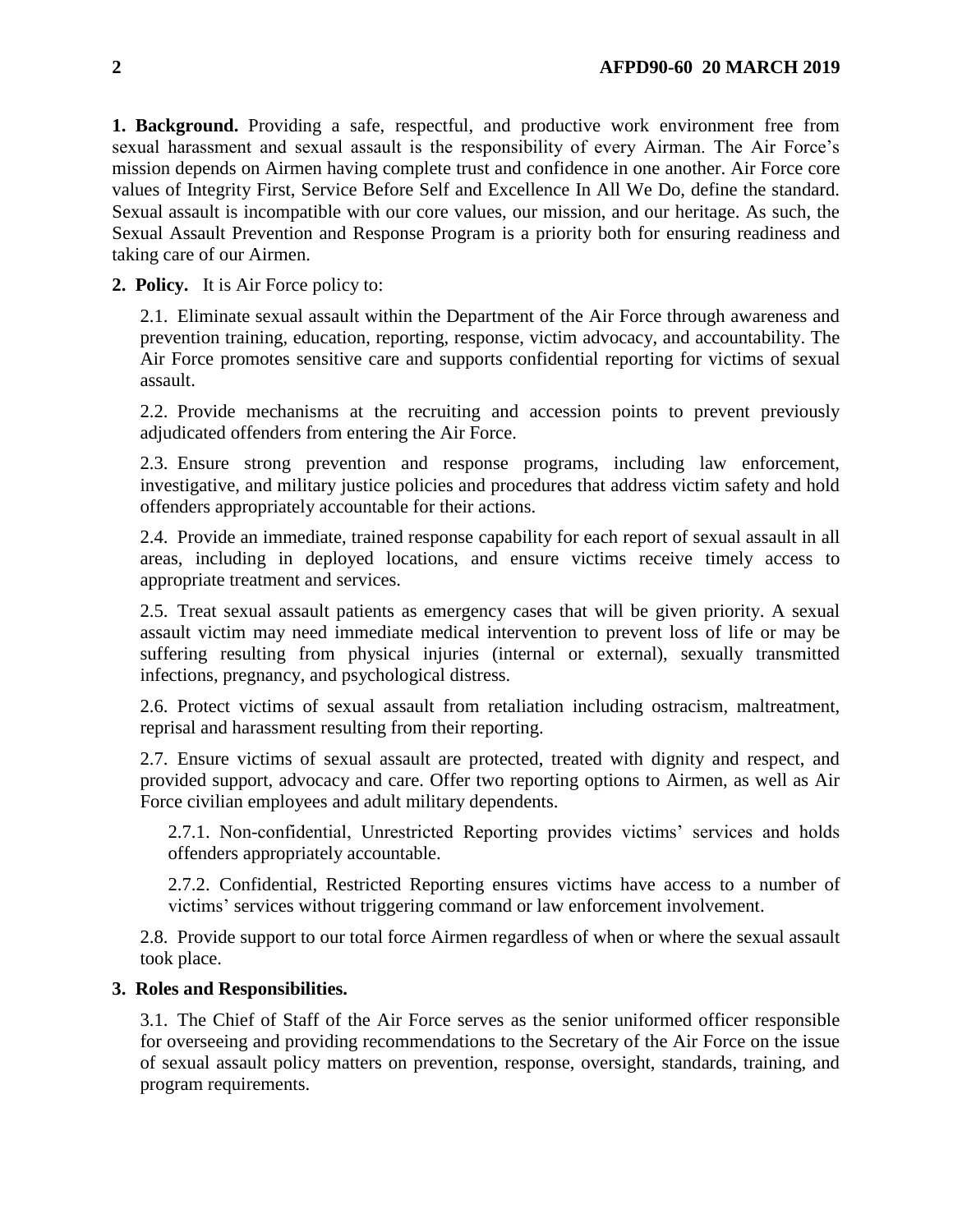**1. Background.** Providing a safe, respectful, and productive work environment free from sexual harassment and sexual assault is the responsibility of every Airman. The Air Force's mission depends on Airmen having complete trust and confidence in one another. Air Force core values of Integrity First, Service Before Self and Excellence In All We Do, define the standard. Sexual assault is incompatible with our core values, our mission, and our heritage. As such, the Sexual Assault Prevention and Response Program is a priority both for ensuring readiness and taking care of our Airmen.

**2. Policy.** It is Air Force policy to:

2.1. Eliminate sexual assault within the Department of the Air Force through awareness and prevention training, education, reporting, response, victim advocacy, and accountability. The Air Force promotes sensitive care and supports confidential reporting for victims of sexual assault.

2.2. Provide mechanisms at the recruiting and accession points to prevent previously adjudicated offenders from entering the Air Force.

2.3. Ensure strong prevention and response programs, including law enforcement, investigative, and military justice policies and procedures that address victim safety and hold offenders appropriately accountable for their actions.

2.4. Provide an immediate, trained response capability for each report of sexual assault in all areas, including in deployed locations, and ensure victims receive timely access to appropriate treatment and services.

2.5. Treat sexual assault patients as emergency cases that will be given priority. A sexual assault victim may need immediate medical intervention to prevent loss of life or may be suffering resulting from physical injuries (internal or external), sexually transmitted infections, pregnancy, and psychological distress.

2.6. Protect victims of sexual assault from retaliation including ostracism, maltreatment, reprisal and harassment resulting from their reporting.

2.7. Ensure victims of sexual assault are protected, treated with dignity and respect, and provided support, advocacy and care. Offer two reporting options to Airmen, as well as Air Force civilian employees and adult military dependents.

2.7.1. Non-confidential, Unrestricted Reporting provides victims' services and holds offenders appropriately accountable.

2.7.2. Confidential, Restricted Reporting ensures victims have access to a number of victims' services without triggering command or law enforcement involvement.

2.8. Provide support to our total force Airmen regardless of when or where the sexual assault took place.

**3. Roles and Responsibilities.**

3.1. The Chief of Staff of the Air Force serves as the senior uniformed officer responsible for overseeing and providing recommendations to the Secretary of the Air Force on the issue of sexual assault policy matters on prevention, response, oversight, standards, training, and program requirements.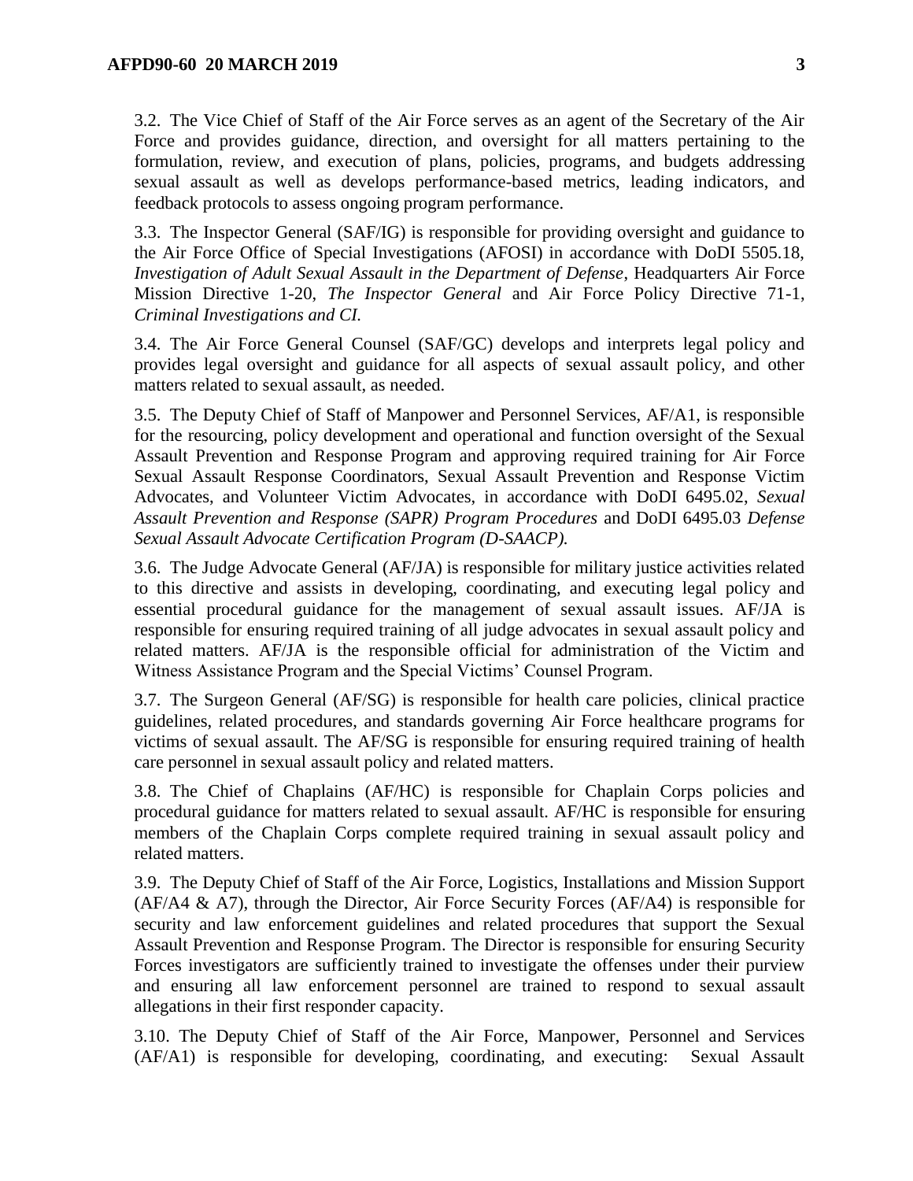3.2. The Vice Chief of Staff of the Air Force serves as an agent of the Secretary of the Air Force and provides guidance, direction, and oversight for all matters pertaining to the formulation, review, and execution of plans, policies, programs, and budgets addressing sexual assault as well as develops performance-based metrics, leading indicators, and feedback protocols to assess ongoing program performance.

3.3. The Inspector General (SAF/IG) is responsible for providing oversight and guidance to the Air Force Office of Special Investigations (AFOSI) in accordance with DoDI 5505.18, *Investigation of Adult Sexual Assault in the Department of Defense*, Headquarters Air Force Mission Directive 1-20, *The Inspector General* and Air Force Policy Directive 71-1, *Criminal Investigations and CI.*

3.4. The Air Force General Counsel (SAF/GC) develops and interprets legal policy and provides legal oversight and guidance for all aspects of sexual assault policy, and other matters related to sexual assault, as needed.

3.5. The Deputy Chief of Staff of Manpower and Personnel Services, AF/A1, is responsible for the resourcing, policy development and operational and function oversight of the Sexual Assault Prevention and Response Program and approving required training for Air Force Sexual Assault Response Coordinators, Sexual Assault Prevention and Response Victim Advocates, and Volunteer Victim Advocates, in accordance with DoDI 6495.02, *Sexual Assault Prevention and Response (SAPR) Program Procedures* and DoDI 6495.03 *Defense Sexual Assault Advocate Certification Program (D-SAACP).*

3.6. The Judge Advocate General (AF/JA) is responsible for military justice activities related to this directive and assists in developing, coordinating, and executing legal policy and essential procedural guidance for the management of sexual assault issues. AF/JA is responsible for ensuring required training of all judge advocates in sexual assault policy and related matters. AF/JA is the responsible official for administration of the Victim and Witness Assistance Program and the Special Victims' Counsel Program.

3.7. The Surgeon General (AF/SG) is responsible for health care policies, clinical practice guidelines, related procedures, and standards governing Air Force healthcare programs for victims of sexual assault. The AF/SG is responsible for ensuring required training of health care personnel in sexual assault policy and related matters.

3.8. The Chief of Chaplains (AF/HC) is responsible for Chaplain Corps policies and procedural guidance for matters related to sexual assault. AF/HC is responsible for ensuring members of the Chaplain Corps complete required training in sexual assault policy and related matters.

3.9. The Deputy Chief of Staff of the Air Force, Logistics, Installations and Mission Support (AF/A4 & A7), through the Director, Air Force Security Forces (AF/A4) is responsible for security and law enforcement guidelines and related procedures that support the Sexual Assault Prevention and Response Program. The Director is responsible for ensuring Security Forces investigators are sufficiently trained to investigate the offenses under their purview and ensuring all law enforcement personnel are trained to respond to sexual assault allegations in their first responder capacity.

3.10. The Deputy Chief of Staff of the Air Force, Manpower, Personnel and Services (AF/A1) is responsible for developing, coordinating, and executing: Sexual Assault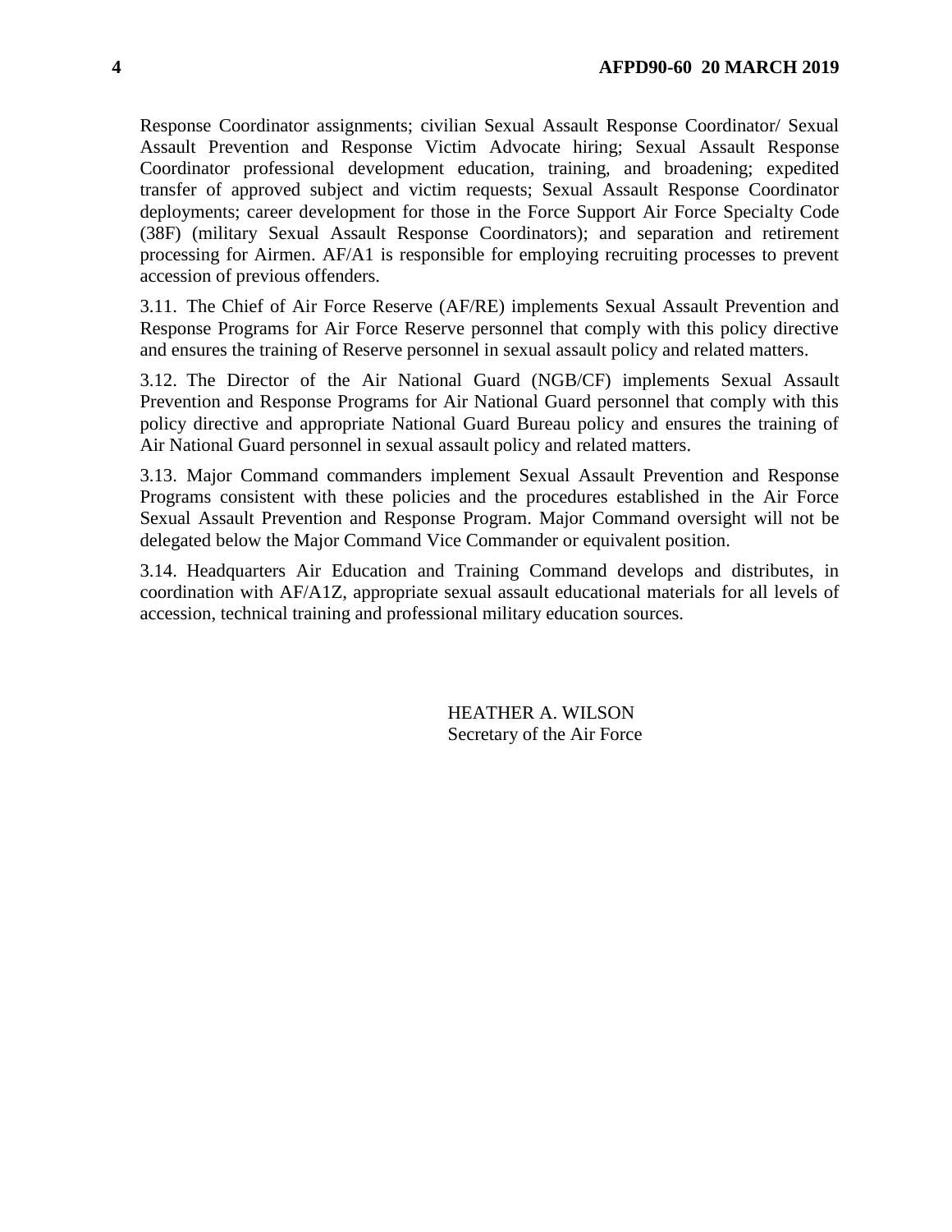Response Coordinator assignments; civilian Sexual Assault Response Coordinator/ Sexual Assault Prevention and Response Victim Advocate hiring; Sexual Assault Response Coordinator professional development education, training, and broadening; expedited transfer of approved subject and victim requests; Sexual Assault Response Coordinator deployments; career development for those in the Force Support Air Force Specialty Code (38F) (military Sexual Assault Response Coordinators); and separation and retirement processing for Airmen. AF/A1 is responsible for employing recruiting processes to prevent accession of previous offenders.

3.11. The Chief of Air Force Reserve (AF/RE) implements Sexual Assault Prevention and Response Programs for Air Force Reserve personnel that comply with this policy directive and ensures the training of Reserve personnel in sexual assault policy and related matters.

3.12. The Director of the Air National Guard (NGB/CF) implements Sexual Assault Prevention and Response Programs for Air National Guard personnel that comply with this policy directive and appropriate National Guard Bureau policy and ensures the training of Air National Guard personnel in sexual assault policy and related matters.

3.13. Major Command commanders implement Sexual Assault Prevention and Response Programs consistent with these policies and the procedures established in the Air Force Sexual Assault Prevention and Response Program. Major Command oversight will not be delegated below the Major Command Vice Commander or equivalent position.

3.14. Headquarters Air Education and Training Command develops and distributes, in coordination with AF/A1Z, appropriate sexual assault educational materials for all levels of accession, technical training and professional military education sources.

HEATHER A. WILSON
Secretary of the Air Force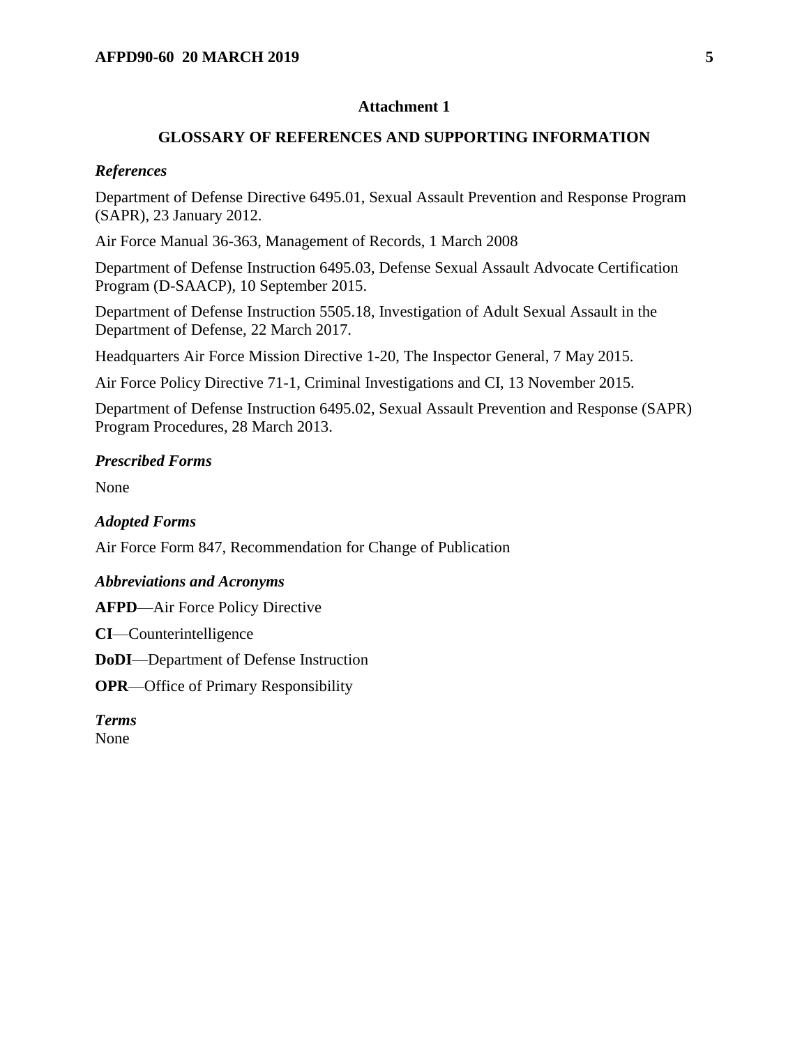# Attachment 1

## GLOSSARY OF REFERENCES AND SUPPORTING INFORMATION

### *References*

Department of Defense Directive 6495.01, Sexual Assault Prevention and Response Program (SAPR), 23 January 2012.

Air Force Manual 36-363, Management of Records, 1 March 2008

Department of Defense Instruction 6495.03, Defense Sexual Assault Advocate Certification Program (D-SAACP), 10 September 2015.

Department of Defense Instruction 5505.18, Investigation of Adult Sexual Assault in the Department of Defense, 22 March 2017.

Headquarters Air Force Mission Directive 1-20, The Inspector General, 7 May 2015.

Air Force Policy Directive 71-1, Criminal Investigations and CI, 13 November 2015.

Department of Defense Instruction 6495.02, Sexual Assault Prevention and Response (SAPR) Program Procedures, 28 March 2013.

### *Prescribed Forms*

None

### *Adopted Forms*

Air Force Form 847, Recommendation for Change of Publication

### *Abbreviations and Acronyms*

**AFPD**—Air Force Policy Directive

**CI**—Counterintelligence

**DoDI**—Department of Defense Instruction

**OPR**—Office of Primary Responsibility

### *Terms*

None